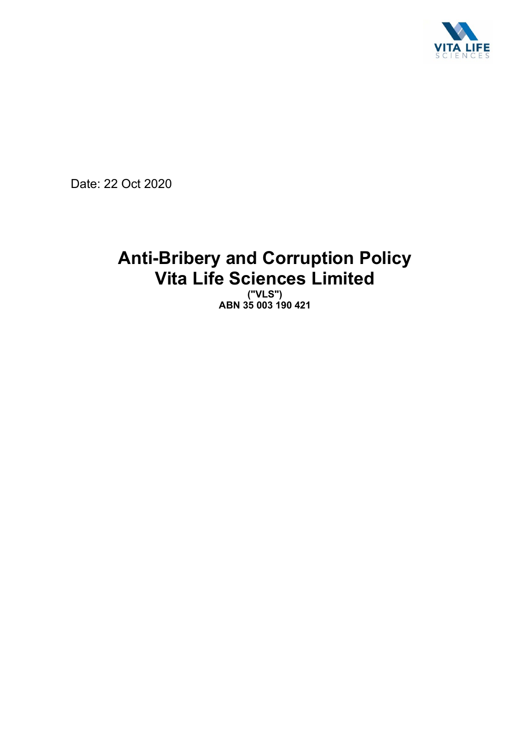Date: 22 Oct 2020

# Anti-Bribery and Corruption Policy
# Vita Life Sciences Limited

**("VLS")**
**ABN 35 003 190 421**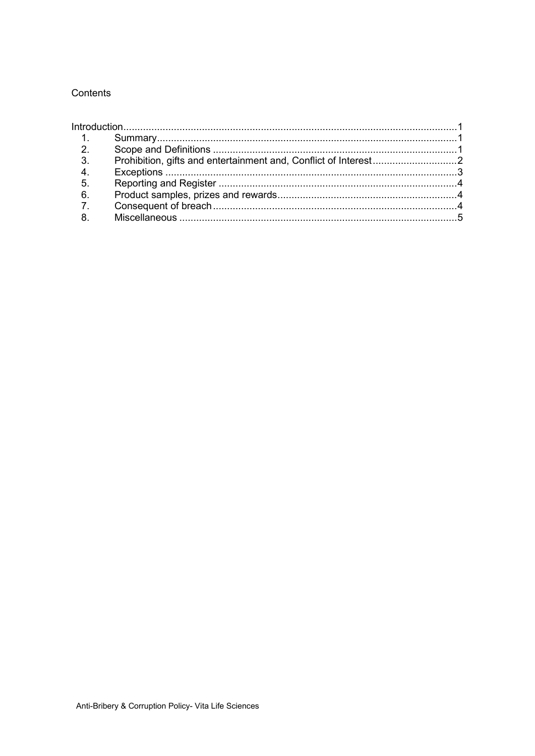Contents

Introduction....................................................................................................................1

1. Summary..........................................................................................................1
2. Scope and Definitions ......................................................................................1
3. Prohibition, gifts and entertainment and, Conflict of Interest.............................2
4. Exceptions .......................................................................................................3
5. Reporting and Register ....................................................................................4
6. Product samples, prizes and rewards...............................................................4
7. Consequent of breach......................................................................................4
8. Miscellaneous ..................................................................................................5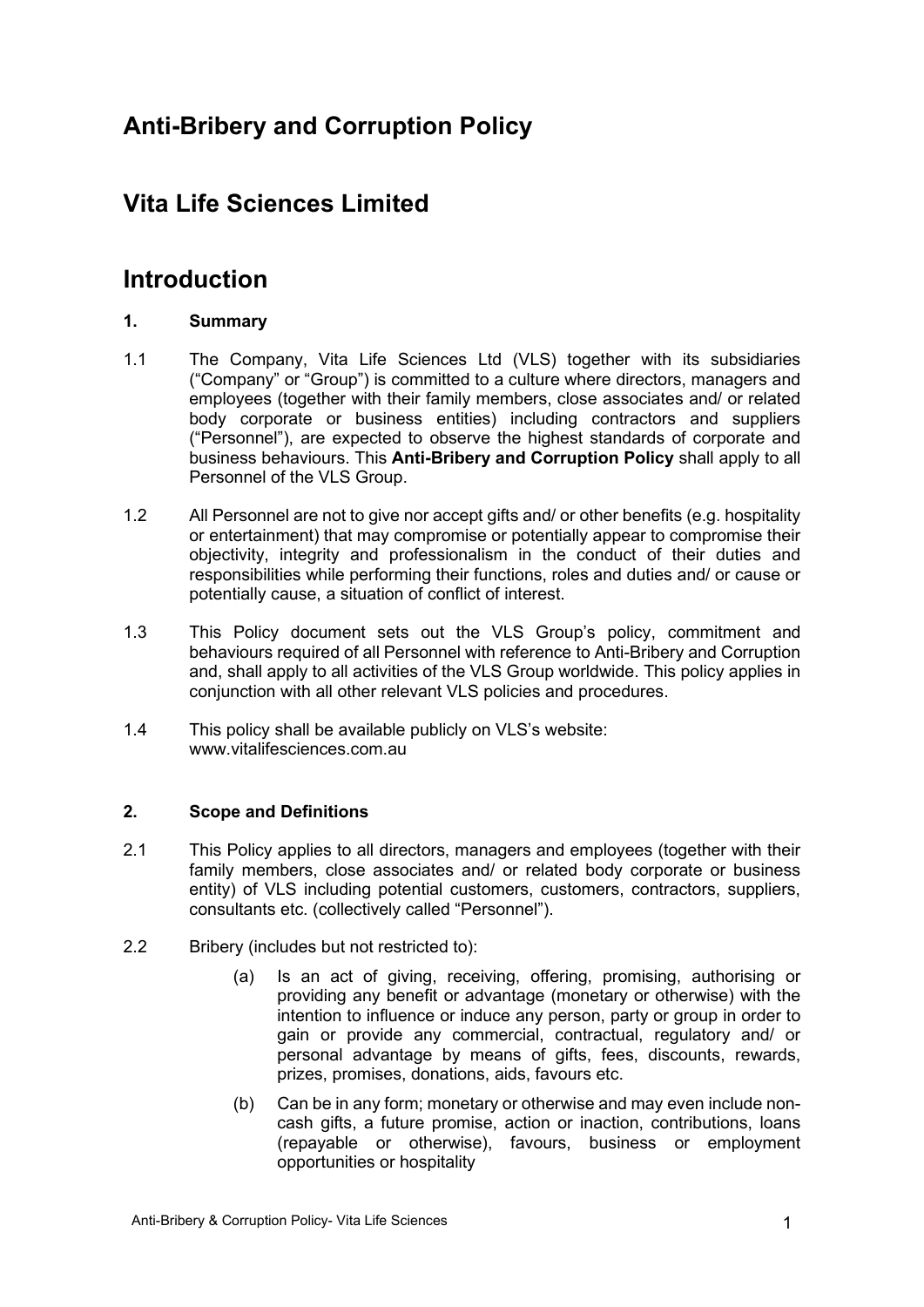# Anti-Bribery and Corruption Policy

# Vita Life Sciences Limited

# Introduction

### 1. Summary

1.1 The Company, Vita Life Sciences Ltd (VLS) together with its subsidiaries ("Company" or "Group") is committed to a culture where directors, managers and employees (together with their family members, close associates and/ or related body corporate or business entities) including contractors and suppliers ("Personnel"), are expected to observe the highest standards of corporate and business behaviours. This **Anti-Bribery and Corruption Policy** shall apply to all Personnel of the VLS Group.

1.2 All Personnel are not to give nor accept gifts and/ or other benefits (e.g. hospitality or entertainment) that may compromise or potentially appear to compromise their objectivity, integrity and professionalism in the conduct of their duties and responsibilities while performing their functions, roles and duties and/ or cause or potentially cause, a situation of conflict of interest.

1.3 This Policy document sets out the VLS Group's policy, commitment and behaviours required of all Personnel with reference to Anti-Bribery and Corruption and, shall apply to all activities of the VLS Group worldwide. This policy applies in conjunction with all other relevant VLS policies and procedures.

1.4 This policy shall be available publicly on VLS's website: www.vitalifesciences.com.au

### 2. Scope and Definitions

2.1 This Policy applies to all directors, managers and employees (together with their family members, close associates and/ or related body corporate or business entity) of VLS including potential customers, customers, contractors, suppliers, consultants etc. (collectively called "Personnel").

2.2 Bribery (includes but not restricted to):

(a) Is an act of giving, receiving, offering, promising, authorising or providing any benefit or advantage (monetary or otherwise) with the intention to influence or induce any person, party or group in order to gain or provide any commercial, contractual, regulatory and/ or personal advantage by means of gifts, fees, discounts, rewards, prizes, promises, donations, aids, favours etc.

(b) Can be in any form; monetary or otherwise and may even include non-cash gifts, a future promise, action or inaction, contributions, loans (repayable or otherwise), favours, business or employment opportunities or hospitality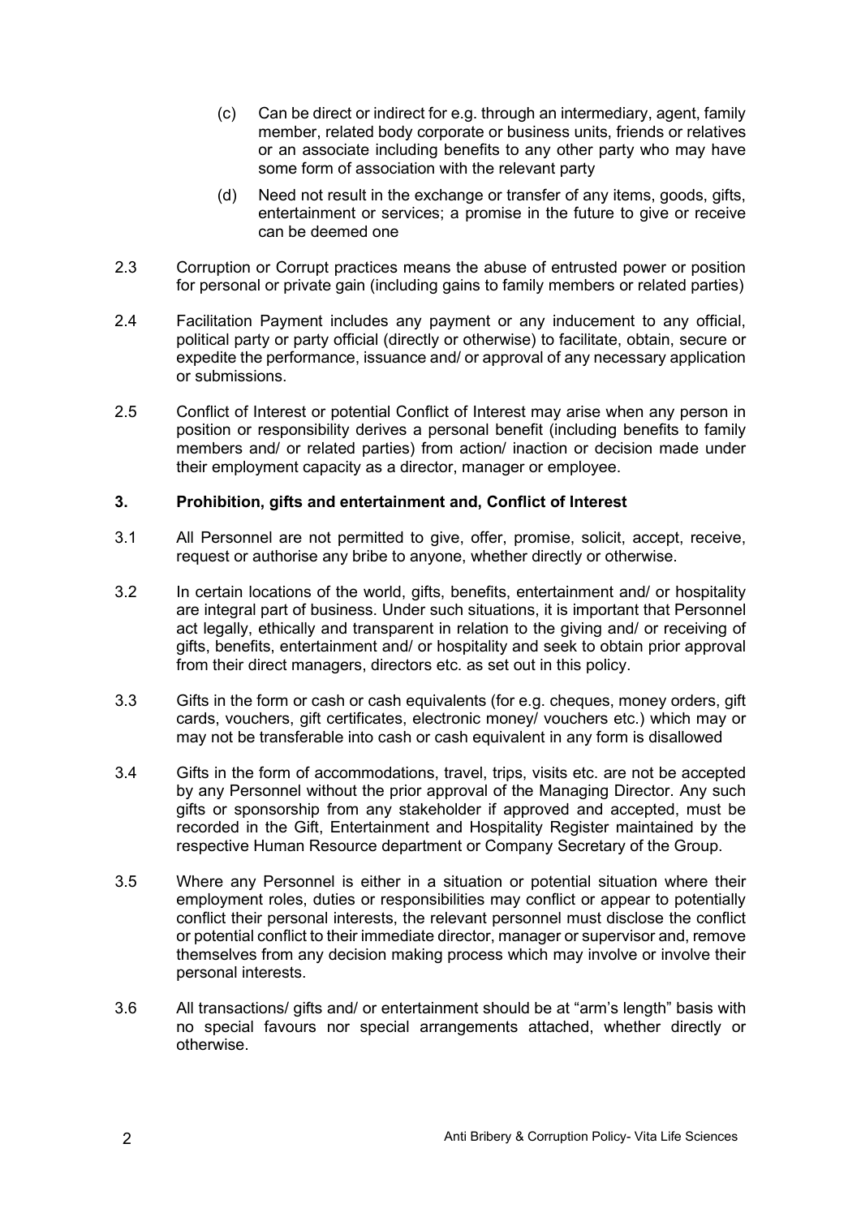(c) Can be direct or indirect for e.g. through an intermediary, agent, family member, related body corporate or business units, friends or relatives or an associate including benefits to any other party who may have some form of association with the relevant party

(d) Need not result in the exchange or transfer of any items, goods, gifts, entertainment or services; a promise in the future to give or receive can be deemed one

2.3 Corruption or Corrupt practices means the abuse of entrusted power or position for personal or private gain (including gains to family members or related parties)

2.4 Facilitation Payment includes any payment or any inducement to any official, political party or party official (directly or otherwise) to facilitate, obtain, secure or expedite the performance, issuance and/ or approval of any necessary application or submissions.

2.5 Conflict of Interest or potential Conflict of Interest may arise when any person in position or responsibility derives a personal benefit (including benefits to family members and/ or related parties) from action/ inaction or decision made under their employment capacity as a director, manager or employee.

## 3. Prohibition, gifts and entertainment and, Conflict of Interest

3.1 All Personnel are not permitted to give, offer, promise, solicit, accept, receive, request or authorise any bribe to anyone, whether directly or otherwise.

3.2 In certain locations of the world, gifts, benefits, entertainment and/ or hospitality are integral part of business. Under such situations, it is important that Personnel act legally, ethically and transparent in relation to the giving and/ or receiving of gifts, benefits, entertainment and/ or hospitality and seek to obtain prior approval from their direct managers, directors etc. as set out in this policy.

3.3 Gifts in the form or cash or cash equivalents (for e.g. cheques, money orders, gift cards, vouchers, gift certificates, electronic money/ vouchers etc.) which may or may not be transferable into cash or cash equivalent in any form is disallowed

3.4 Gifts in the form of accommodations, travel, trips, visits etc. are not be accepted by any Personnel without the prior approval of the Managing Director. Any such gifts or sponsorship from any stakeholder if approved and accepted, must be recorded in the Gift, Entertainment and Hospitality Register maintained by the respective Human Resource department or Company Secretary of the Group.

3.5 Where any Personnel is either in a situation or potential situation where their employment roles, duties or responsibilities may conflict or appear to potentially conflict their personal interests, the relevant personnel must disclose the conflict or potential conflict to their immediate director, manager or supervisor and, remove themselves from any decision making process which may involve or involve their personal interests.

3.6 All transactions/ gifts and/ or entertainment should be at "arm's length" basis with no special favours nor special arrangements attached, whether directly or otherwise.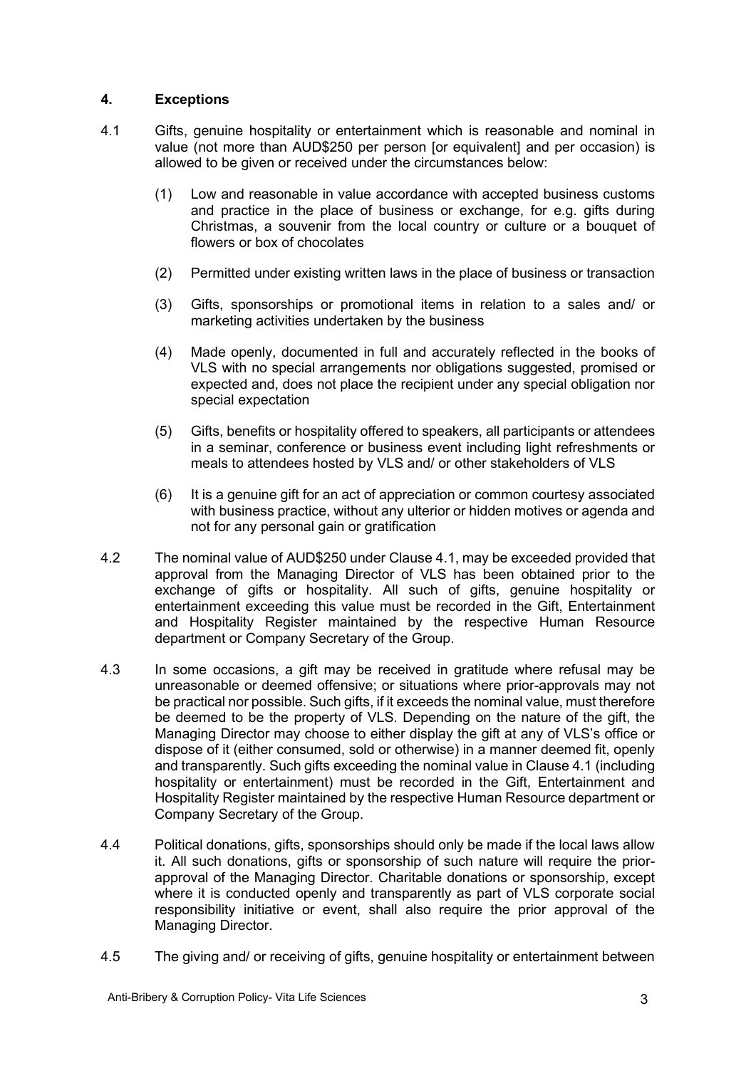## 4. Exceptions

4.1 Gifts, genuine hospitality or entertainment which is reasonable and nominal in value (not more than AUD$250 per person [or equivalent] and per occasion) is allowed to be given or received under the circumstances below:

(1) Low and reasonable in value accordance with accepted business customs and practice in the place of business or exchange, for e.g. gifts during Christmas, a souvenir from the local country or culture or a bouquet of flowers or box of chocolates

(2) Permitted under existing written laws in the place of business or transaction

(3) Gifts, sponsorships or promotional items in relation to a sales and/ or marketing activities undertaken by the business

(4) Made openly, documented in full and accurately reflected in the books of VLS with no special arrangements nor obligations suggested, promised or expected and, does not place the recipient under any special obligation nor special expectation

(5) Gifts, benefits or hospitality offered to speakers, all participants or attendees in a seminar, conference or business event including light refreshments or meals to attendees hosted by VLS and/ or other stakeholders of VLS

(6) It is a genuine gift for an act of appreciation or common courtesy associated with business practice, without any ulterior or hidden motives or agenda and not for any personal gain or gratification

4.2 The nominal value of AUD$250 under Clause 4.1, may be exceeded provided that approval from the Managing Director of VLS has been obtained prior to the exchange of gifts or hospitality. All such of gifts, genuine hospitality or entertainment exceeding this value must be recorded in the Gift, Entertainment and Hospitality Register maintained by the respective Human Resource department or Company Secretary of the Group.

4.3 In some occasions, a gift may be received in gratitude where refusal may be unreasonable or deemed offensive; or situations where prior-approvals may not be practical nor possible. Such gifts, if it exceeds the nominal value, must therefore be deemed to be the property of VLS. Depending on the nature of the gift, the Managing Director may choose to either display the gift at any of VLS's office or dispose of it (either consumed, sold or otherwise) in a manner deemed fit, openly and transparently. Such gifts exceeding the nominal value in Clause 4.1 (including hospitality or entertainment) must be recorded in the Gift, Entertainment and Hospitality Register maintained by the respective Human Resource department or Company Secretary of the Group.

4.4 Political donations, gifts, sponsorships should only be made if the local laws allow it. All such donations, gifts or sponsorship of such nature will require the prior-approval of the Managing Director. Charitable donations or sponsorship, except where it is conducted openly and transparently as part of VLS corporate social responsibility initiative or event, shall also require the prior approval of the Managing Director.

4.5 The giving and/ or receiving of gifts, genuine hospitality or entertainment between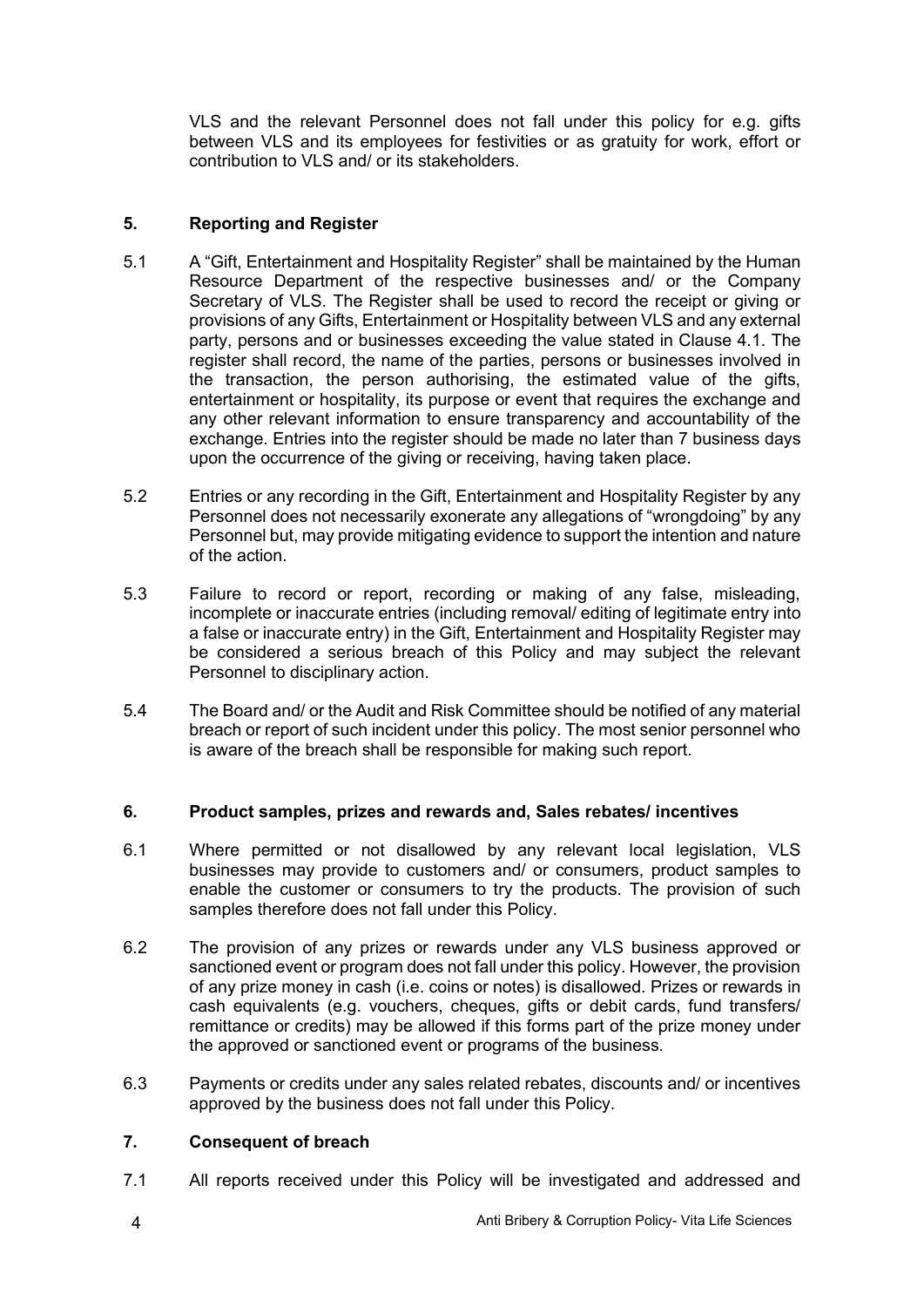VLS and the relevant Personnel does not fall under this policy for e.g. gifts between VLS and its employees for festivities or as gratuity for work, effort or contribution to VLS and/ or its stakeholders.

## 5. Reporting and Register

5.1 A "Gift, Entertainment and Hospitality Register" shall be maintained by the Human Resource Department of the respective businesses and/ or the Company Secretary of VLS. The Register shall be used to record the receipt or giving or provisions of any Gifts, Entertainment or Hospitality between VLS and any external party, persons and or businesses exceeding the value stated in Clause 4.1. The register shall record, the name of the parties, persons or businesses involved in the transaction, the person authorising, the estimated value of the gifts, entertainment or hospitality, its purpose or event that requires the exchange and any other relevant information to ensure transparency and accountability of the exchange. Entries into the register should be made no later than 7 business days upon the occurrence of the giving or receiving, having taken place.

5.2 Entries or any recording in the Gift, Entertainment and Hospitality Register by any Personnel does not necessarily exonerate any allegations of "wrongdoing" by any Personnel but, may provide mitigating evidence to support the intention and nature of the action.

5.3 Failure to record or report, recording or making of any false, misleading, incomplete or inaccurate entries (including removal/ editing of legitimate entry into a false or inaccurate entry) in the Gift, Entertainment and Hospitality Register may be considered a serious breach of this Policy and may subject the relevant Personnel to disciplinary action.

5.4 The Board and/ or the Audit and Risk Committee should be notified of any material breach or report of such incident under this policy. The most senior personnel who is aware of the breach shall be responsible for making such report.

## 6. Product samples, prizes and rewards and, Sales rebates/ incentives

6.1 Where permitted or not disallowed by any relevant local legislation, VLS businesses may provide to customers and/ or consumers, product samples to enable the customer or consumers to try the products. The provision of such samples therefore does not fall under this Policy.

6.2 The provision of any prizes or rewards under any VLS business approved or sanctioned event or program does not fall under this policy. However, the provision of any prize money in cash (i.e. coins or notes) is disallowed. Prizes or rewards in cash equivalents (e.g. vouchers, cheques, gifts or debit cards, fund transfers/ remittance or credits) may be allowed if this forms part of the prize money under the approved or sanctioned event or programs of the business.

6.3 Payments or credits under any sales related rebates, discounts and/ or incentives approved by the business does not fall under this Policy.

## 7. Consequent of breach

7.1 All reports received under this Policy will be investigated and addressed and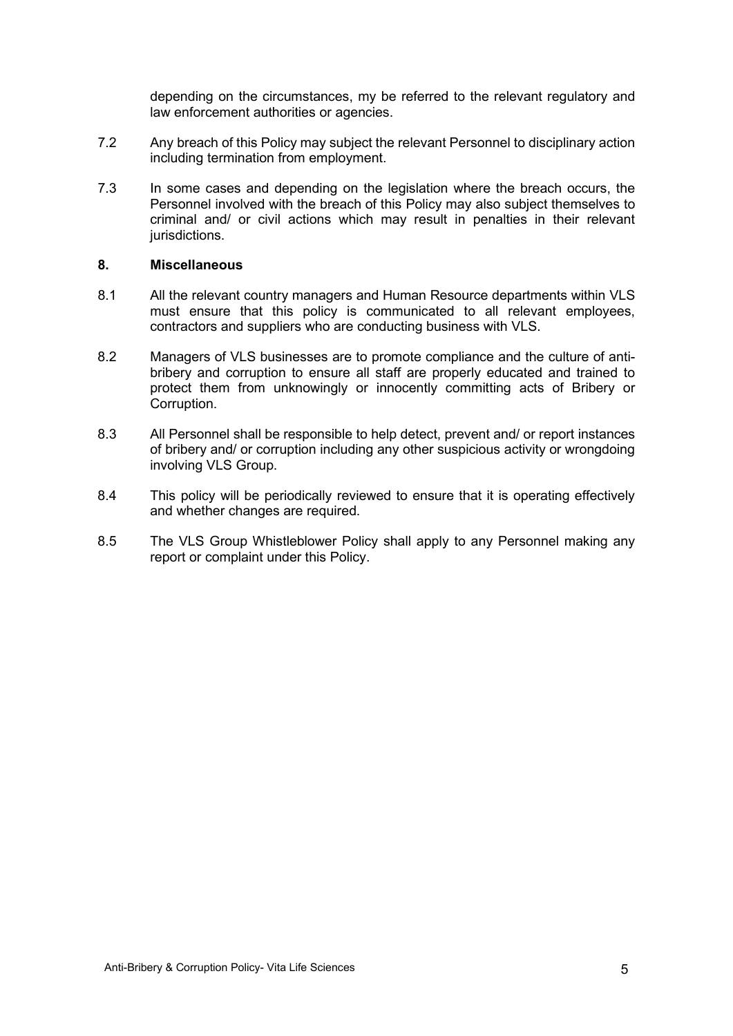depending on the circumstances, my be referred to the relevant regulatory and law enforcement authorities or agencies.

7.2 Any breach of this Policy may subject the relevant Personnel to disciplinary action including termination from employment.

7.3 In some cases and depending on the legislation where the breach occurs, the Personnel involved with the breach of this Policy may also subject themselves to criminal and/ or civil actions which may result in penalties in their relevant jurisdictions.

## 8. Miscellaneous

8.1 All the relevant country managers and Human Resource departments within VLS must ensure that this policy is communicated to all relevant employees, contractors and suppliers who are conducting business with VLS.

8.2 Managers of VLS businesses are to promote compliance and the culture of anti-bribery and corruption to ensure all staff are properly educated and trained to protect them from unknowingly or innocently committing acts of Bribery or Corruption.

8.3 All Personnel shall be responsible to help detect, prevent and/ or report instances of bribery and/ or corruption including any other suspicious activity or wrongdoing involving VLS Group.

8.4 This policy will be periodically reviewed to ensure that it is operating effectively and whether changes are required.

8.5 The VLS Group Whistleblower Policy shall apply to any Personnel making any report or complaint under this Policy.